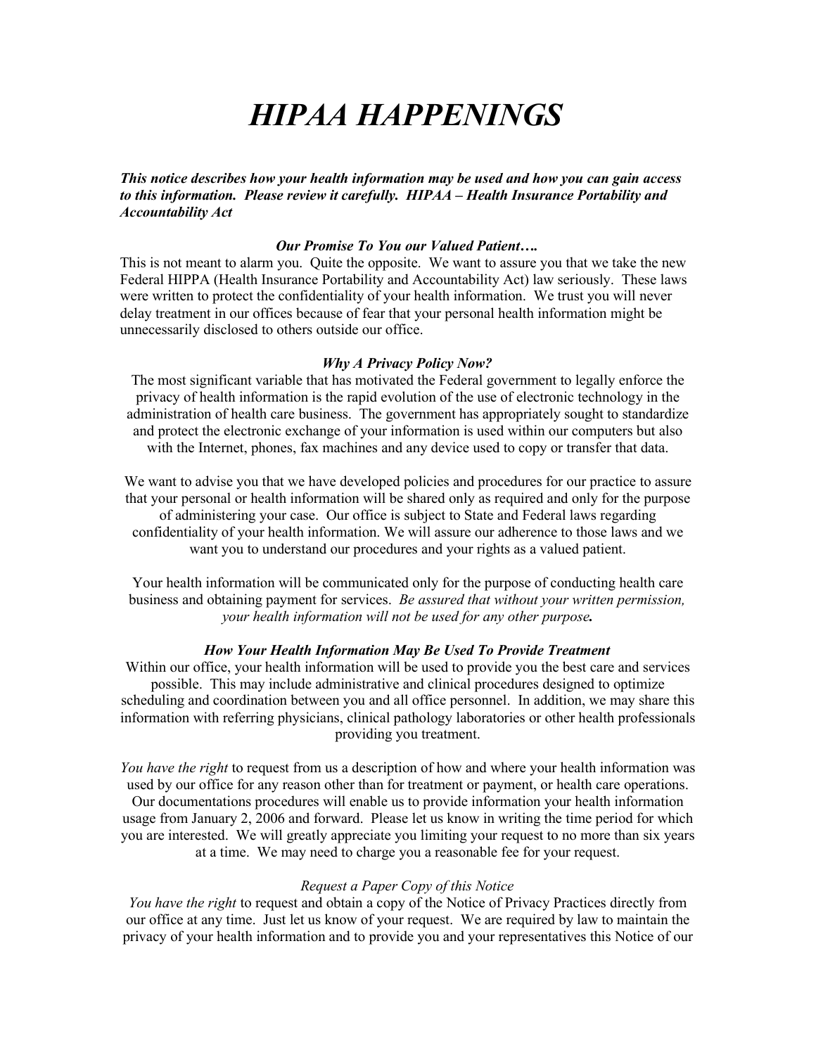# *HIPAA HAPPENINGS*

***This notice describes how your health information may be used and how you can gain access to this information. Please review it carefully. HIPAA – Health Insurance Portability and Accountability Act***

### *Our Promise To You our Valued Patient….*

This is not meant to alarm you. Quite the opposite. We want to assure you that we take the new Federal HIPPA (Health Insurance Portability and Accountability Act) law seriously. These laws were written to protect the confidentiality of your health information. We trust you will never delay treatment in our offices because of fear that your personal health information might be unnecessarily disclosed to others outside our office.

### *Why A Privacy Policy Now?*

The most significant variable that has motivated the Federal government to legally enforce the privacy of health information is the rapid evolution of the use of electronic technology in the administration of health care business. The government has appropriately sought to standardize and protect the electronic exchange of your information is used within our computers but also with the Internet, phones, fax machines and any device used to copy or transfer that data.

We want to advise you that we have developed policies and procedures for our practice to assure that your personal or health information will be shared only as required and only for the purpose of administering your case. Our office is subject to State and Federal laws regarding confidentiality of your health information. We will assure our adherence to those laws and we want you to understand our procedures and your rights as a valued patient.

Your health information will be communicated only for the purpose of conducting health care business and obtaining payment for services. *Be assured that without your written permission, your health information will not be used for any other purpose.*

### *How Your Health Information May Be Used To Provide Treatment*

Within our office, your health information will be used to provide you the best care and services possible. This may include administrative and clinical procedures designed to optimize scheduling and coordination between you and all office personnel. In addition, we may share this information with referring physicians, clinical pathology laboratories or other health professionals providing you treatment.

*You have the right* to request from us a description of how and where your health information was used by our office for any reason other than for treatment or payment, or health care operations. Our documentations procedures will enable us to provide information your health information usage from January 2, 2006 and forward. Please let us know in writing the time period for which you are interested. We will greatly appreciate you limiting your request to no more than six years at a time. We may need to charge you a reasonable fee for your request.

*Request a Paper Copy of this Notice*

*You have the right* to request and obtain a copy of the Notice of Privacy Practices directly from our office at any time. Just let us know of your request. We are required by law to maintain the privacy of your health information and to provide you and your representatives this Notice of our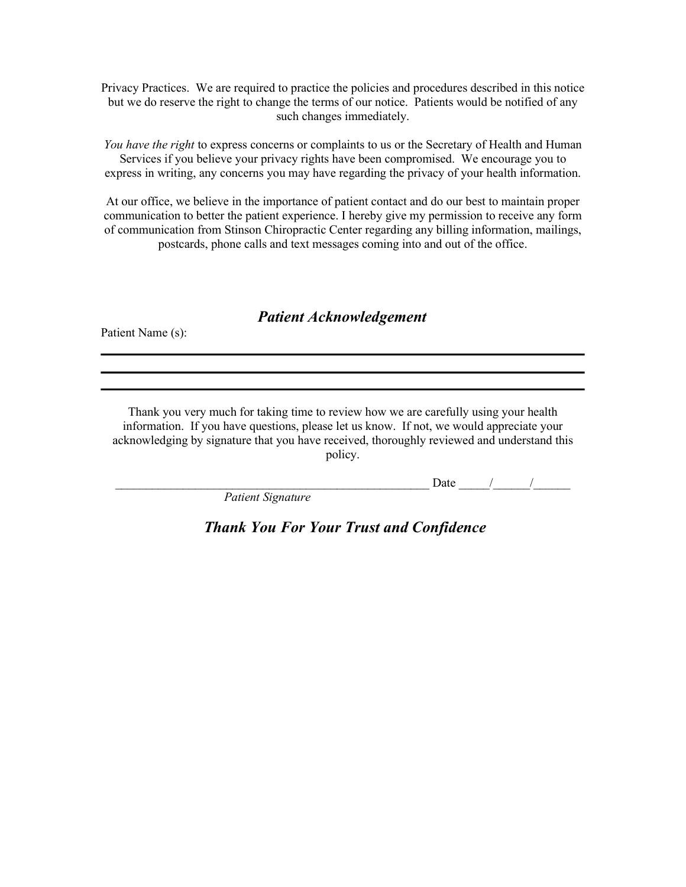Privacy Practices. We are required to practice the policies and procedures described in this notice but we do reserve the right to change the terms of our notice. Patients would be notified of any such changes immediately.

*You have the right* to express concerns or complaints to us or the Secretary of Health and Human Services if you believe your privacy rights have been compromised. We encourage you to express in writing, any concerns you may have regarding the privacy of your health information.

At our office, we believe in the importance of patient contact and do our best to maintain proper communication to better the patient experience. I hereby give my permission to receive any form of communication from Stinson Chiropractic Center regarding any billing information, mailings, postcards, phone calls and text messages coming into and out of the office.

## ***Patient Acknowledgement***

Patient Name (s):

______________________________________________________________________

______________________________________________________________________

______________________________________________________________________

Thank you very much for taking time to review how we are carefully using your health information. If you have questions, please let us know. If not, we would appreciate your acknowledging by signature that you have received, thoroughly reviewed and understand this policy.

_____________________________________________________ Date _____/______/______

*Patient Signature*

## ***Thank You For Your Trust and Confidence***